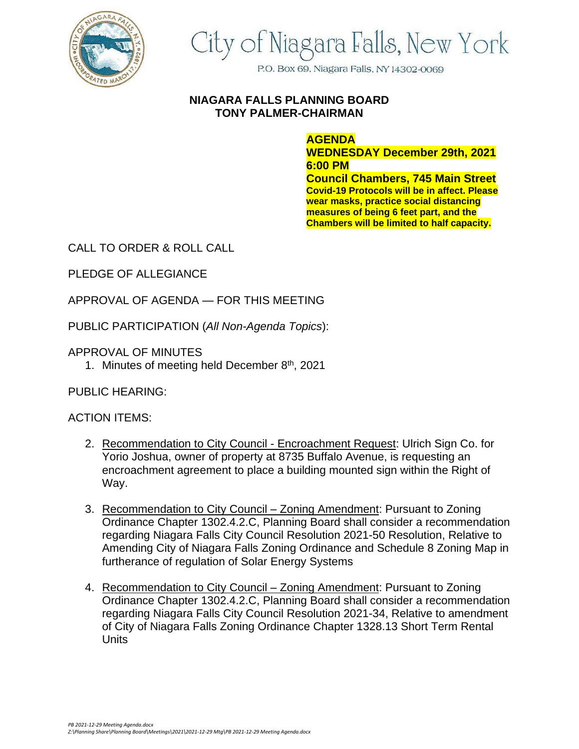# City of Niagara Falls, New York

P.O. Box 69, Niagara Falls, NY 14302-0069

## NIAGARA FALLS PLANNING BOARD
## TONY PALMER-CHAIRMAN

**AGENDA**
**WEDNESDAY December 29th, 2021**
**6:00 PM**
**Council Chambers, 745 Main Street**
**Covid-19 Protocols will be in affect. Please wear masks, practice social distancing measures of being 6 feet part, and the Chambers will be limited to half capacity.**

CALL TO ORDER & ROLL CALL

PLEDGE OF ALLEGIANCE

APPROVAL OF AGENDA — FOR THIS MEETING

PUBLIC PARTICIPATION (*All Non-Agenda Topics*):

APPROVAL OF MINUTES

1. Minutes of meeting held December 8th, 2021

PUBLIC HEARING:

ACTION ITEMS:

2. Recommendation to City Council - Encroachment Request: Ulrich Sign Co. for Yorio Joshua, owner of property at 8735 Buffalo Avenue, is requesting an encroachment agreement to place a building mounted sign within the Right of Way.

3. Recommendation to City Council – Zoning Amendment: Pursuant to Zoning Ordinance Chapter 1302.4.2.C, Planning Board shall consider a recommendation regarding Niagara Falls City Council Resolution 2021-50 Resolution, Relative to Amending City of Niagara Falls Zoning Ordinance and Schedule 8 Zoning Map in furtherance of regulation of Solar Energy Systems

4. Recommendation to City Council – Zoning Amendment: Pursuant to Zoning Ordinance Chapter 1302.4.2.C, Planning Board shall consider a recommendation regarding Niagara Falls City Council Resolution 2021-34, Relative to amendment of City of Niagara Falls Zoning Ordinance Chapter 1328.13 Short Term Rental Units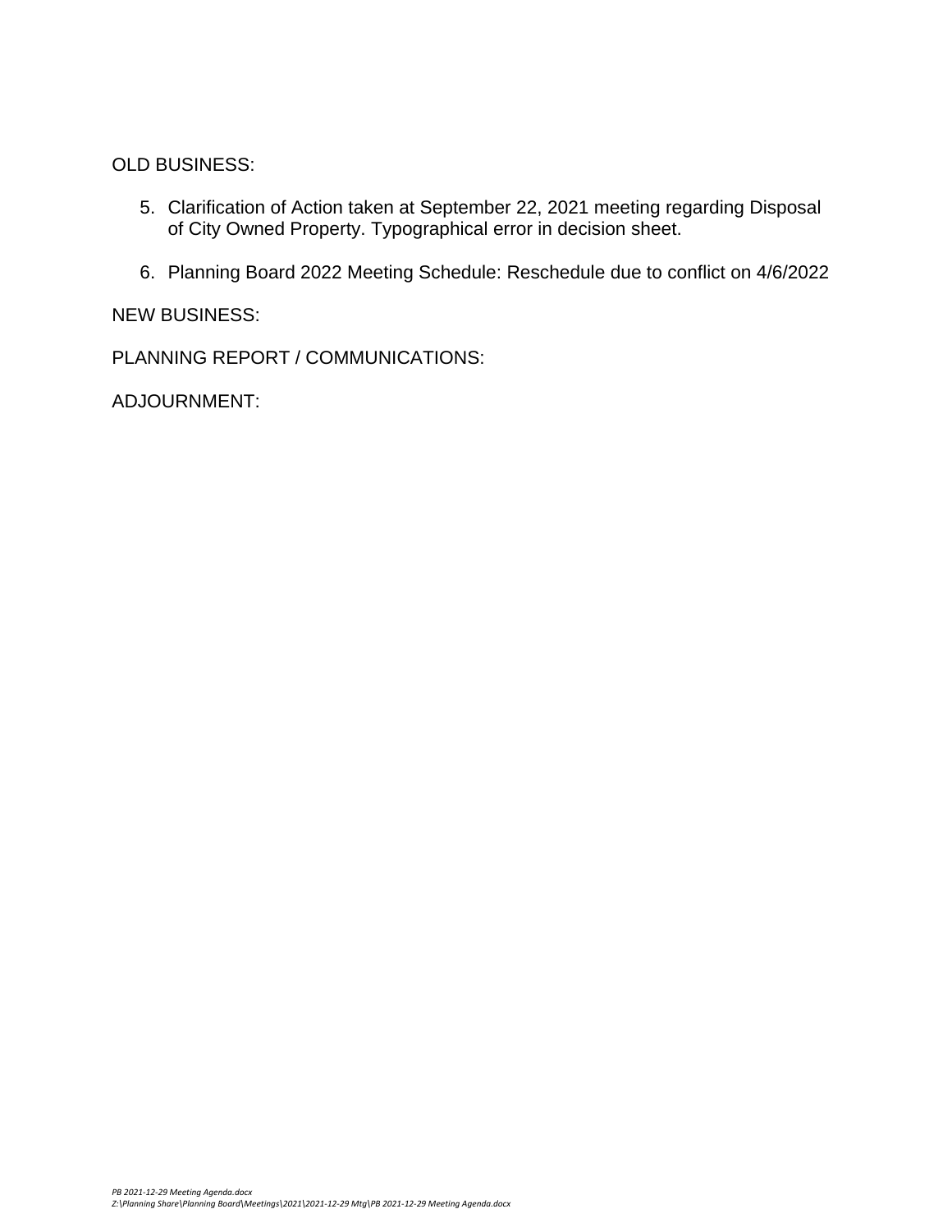OLD BUSINESS:

5. Clarification of Action taken at September 22, 2021 meeting regarding Disposal of City Owned Property. Typographical error in decision sheet.

6. Planning Board 2022 Meeting Schedule: Reschedule due to conflict on 4/6/2022

NEW BUSINESS:

PLANNING REPORT / COMMUNICATIONS:

ADJOURNMENT: